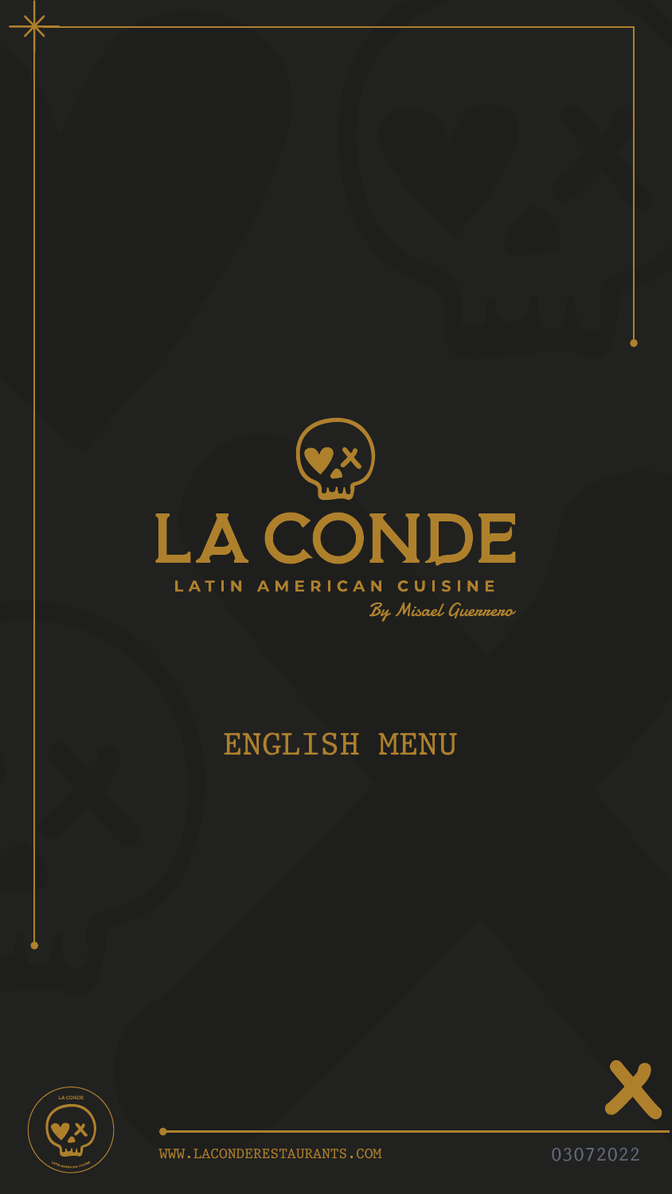# LA CONDE

LATIN AMERICAN CUISINE

*By Misael Guerrero*

## ENGLISH MENU

WWW.LACONDERESTAURANTS.COM

03072022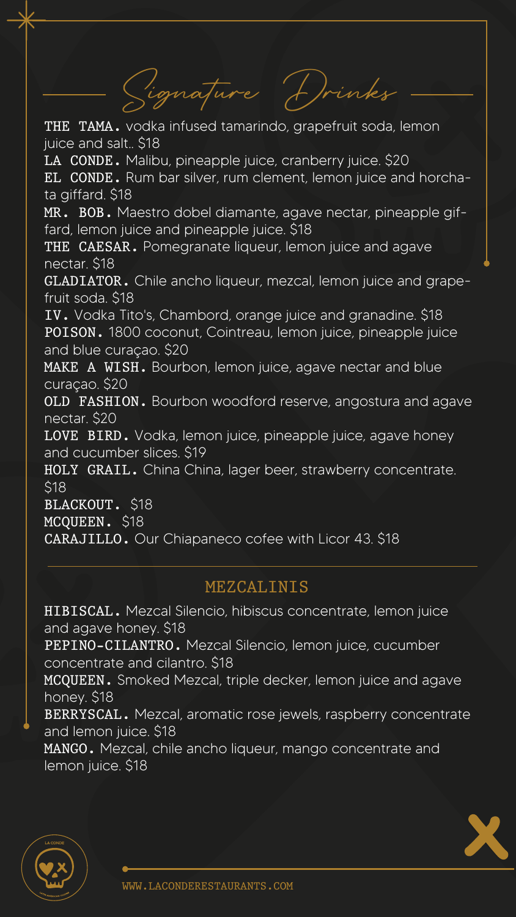## Signature Drinks

**THE TAMA.** vodka infused tamarindo, grapefruit soda, lemon juice and salt.. $18

**LA CONDE.** Malibu, pineapple juice, cranberry juice. $20

**EL CONDE.** Rum bar silver, rum clement, lemon juice and horchata giffard. $18

**MR. BOB.** Maestro dobel diamante, agave nectar, pineapple giffard, lemon juice and pineapple juice. $18

**THE CAESAR.** Pomegranate liqueur, lemon juice and agave nectar. $18

**GLADIATOR.** Chile ancho liqueur, mezcal, lemon juice and grapefruit soda. $18

**IV.** Vodka Tito's, Chambord, orange juice and granadine. $18

**POISON.** 1800 coconut, Cointreau, lemon juice, pineapple juice and blue curaçao. $20

**MAKE A WISH.** Bourbon, lemon juice, agave nectar and blue curaçao. $20

**OLD FASHION.** Bourbon woodford reserve, angostura and agave nectar. $20

**LOVE BIRD.** Vodka, lemon juice, pineapple juice, agave honey and cucumber slices. $19

**HOLY GRAIL.** China China, lager beer, strawberry concentrate. $18

**BLACKOUT.** $18

**MCQUEEN.** $18

**CARAJILLO.** Our Chiapaneco cofee with Licor 43. $18

## MEZCALINIS

**HIBISCAL.** Mezcal Silencio, hibiscus concentrate, lemon juice and agave honey. $18

**PEPINO-CILANTRO.** Mezcal Silencio, lemon juice, cucumber concentrate and cilantro. $18

**MCQUEEN.** Smoked Mezcal, triple decker, lemon juice and agave honey. $18

**BERRYSCAL.** Mezcal, aromatic rose jewels, raspberry concentrate and lemon juice. $18

**MANGO.** Mezcal, chile ancho liqueur, mango concentrate and lemon juice. $18

WWW.LACONDERESTAURANTS.COM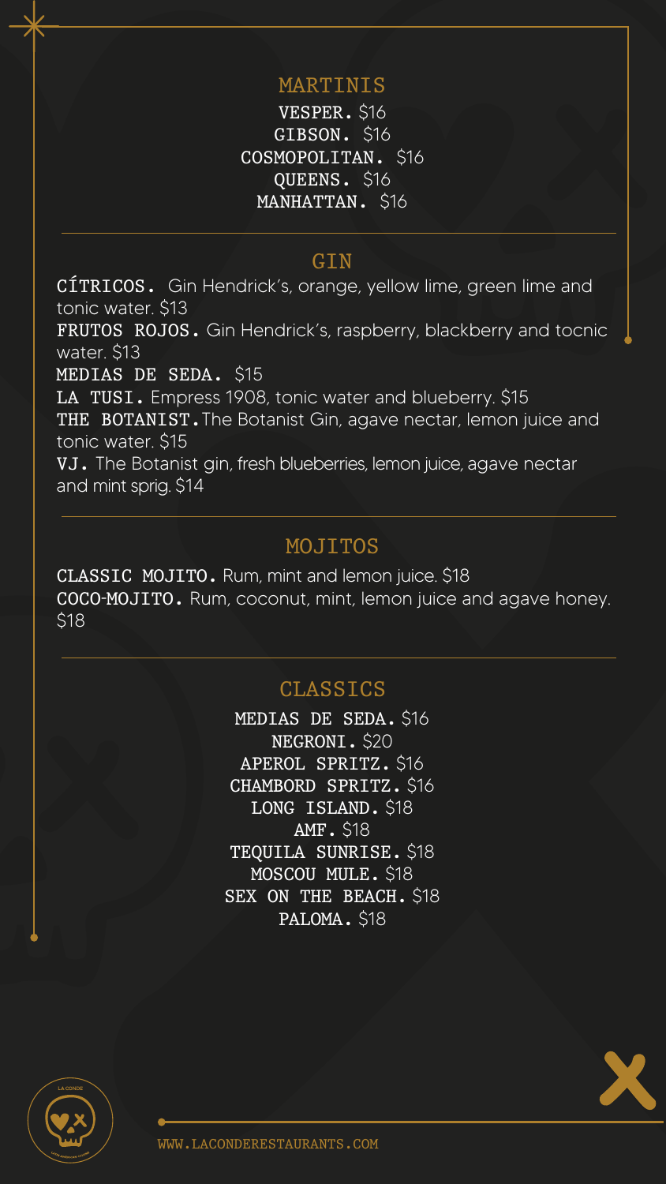## MARTINIS

**VESPER.** $16
**GIBSON.** $16
**COSMOPOLITAN.** $16
**QUEENS.** $16
**MANHATTAN.** $16

## GIN

**CÍTRICOS.** Gin Hendrick's, orange, yellow lime, green lime and tonic water. $13

**FRUTOS ROJOS.** Gin Hendrick's, raspberry, blackberry and tocnic water. $13

**MEDIAS DE SEDA.** $15

**LA TUSI.** Empress 1908, tonic water and blueberry. $15

**THE BOTANIST.** The Botanist Gin, agave nectar, lemon juice and tonic water. $15

**VJ.** The Botanist gin, fresh blueberries, lemon juice, agave nectar and mint sprig. $14

## MOJITOS

**CLASSIC MOJITO.** Rum, mint and lemon juice. $18

**COCO-MOJITO.** Rum, coconut, mint, lemon juice and agave honey. $18

## CLASSICS

**MEDIAS DE SEDA.** $16
**NEGRONI.** $20
**APEROL SPRITZ.** $16
**CHAMBORD SPRITZ.** $16
**LONG ISLAND.** $18
**AMF.** $18
**TEQUILA SUNRISE.** $18
**MOSCOU MULE.** $18
**SEX ON THE BEACH.** $18
**PALOMA.** $18

WWW.LACONDERESTAURANTS.COM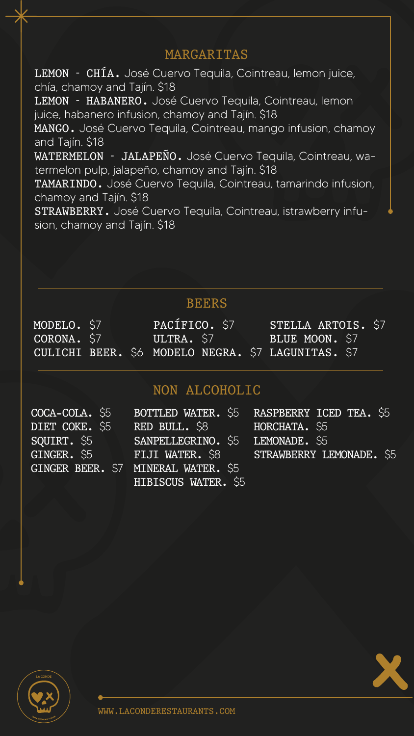## MARGARITAS

**LEMON - CHÍA.** José Cuervo Tequila, Cointreau, lemon juice, chía, chamoy and Tajín. $18

**LEMON - HABANERO.** José Cuervo Tequila, Cointreau, lemon juice, habanero infusion, chamoy and Tajín. $18

**MANGO.** José Cuervo Tequila, Cointreau, mango infusion, chamoy and Tajín. $18

**WATERMELON - JALAPEÑO.** José Cuervo Tequila, Cointreau, watermelon pulp, jalapeño, chamoy and Tajín. $18

**TAMARINDO.** José Cuervo Tequila, Cointreau, tamarindo infusion, chamoy and Tajín. $18

**STRAWBERRY.** José Cuervo Tequila, Cointreau, istrawberry infusion, chamoy and Tajín. $18

## BEERS

- MODELO. $7
- CORONA. $7
- CULICHI BEER. $6
- PACÍFICO. $7
- ULTRA. $7
- MODELO NEGRA. $7
- STELLA ARTOIS. $7
- BLUE MOON. $7
- LAGUNITAS. $7

## NON ALCOHOLIC

- COCA-COLA. $5
- DIET COKE. $5
- SQUIRT. $5
- GINGER. $5
- GINGER BEER. $7
- BOTTLED WATER. $5
- RED BULL. $8
- SANPELLEGRINO. $5
- FIJI WATER. $8
- MINERAL WATER. $5
- HIBISCUS WATER. $5
- RASPBERRY ICED TEA. $5
- HORCHATA. $5
- LEMONADE. $5
- STRAWBERRY LEMONADE. $5

WWW.LACONDERESTAURANTS.COM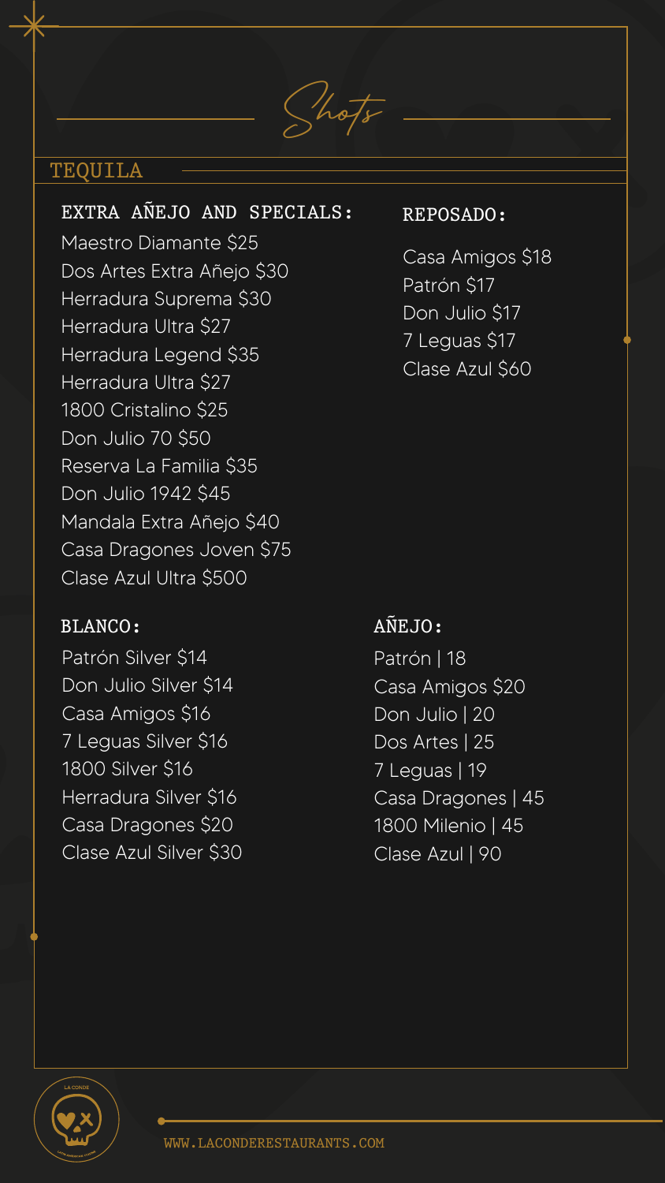# Shots

## TEQUILA

### EXTRA AÑEJO AND SPECIALS:

Maestro Diamante $25
Dos Artes Extra Añejo $30
Herradura Suprema $30
Herradura Ultra $27
Herradura Legend $35
Herradura Ultra $27
1800 Cristalino $25
Don Julio 70 $50
Reserva La Familia $35
Don Julio 1942 $45
Mandala Extra Añejo $40
Casa Dragones Joven $75
Clase Azul Ultra $500

### REPOSADO:

Casa Amigos $18
Patrón $17
Don Julio $17
7 Leguas $17
Clase Azul $60

### BLANCO:

Patrón Silver $14
Don Julio Silver $14
Casa Amigos $16
7 Leguas Silver $16
1800 Silver $16
Herradura Silver $16
Casa Dragones $20
Clase Azul Silver $30

### AÑEJO:

Patrón | 18
Casa Amigos $20
Don Julio | 20
Dos Artes | 25
7 Leguas | 19
Casa Dragones | 45
1800 Milenio | 45
Clase Azul | 90

WWW.LACONDERESTAURANTS.COM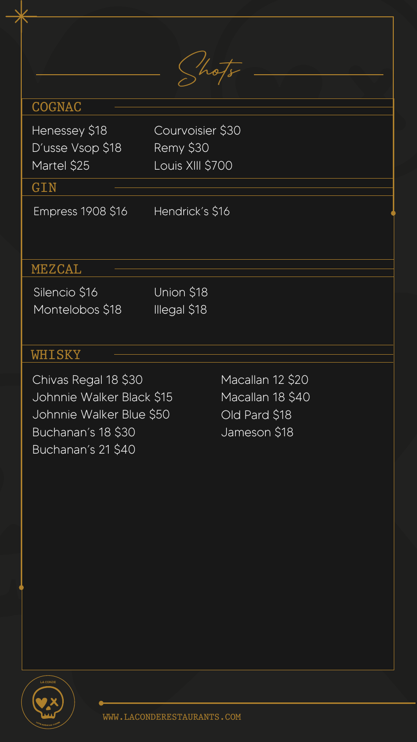# Shots

## COGNAC

Henessey $18
D´usse Vsop $18
Martel $25
Courvoisier $30
Remy $30
Louis XIII $700

## GIN

Empress 1908 $16
Hendrick´s $16

## MEZCAL

Silencio $16
Montelobos $18
Union $18
Illegal $18

## WHISKY

Chivas Regal 18 $30
Johnnie Walker Black $15
Johnnie Walker Blue $50
Buchanan´s 18 $30
Buchanan´s 21 $40
Macallan 12 $20
Macallan 18 $40
Old Pard $18
Jameson $18

WWW.LACONDERESTAURANTS.COM